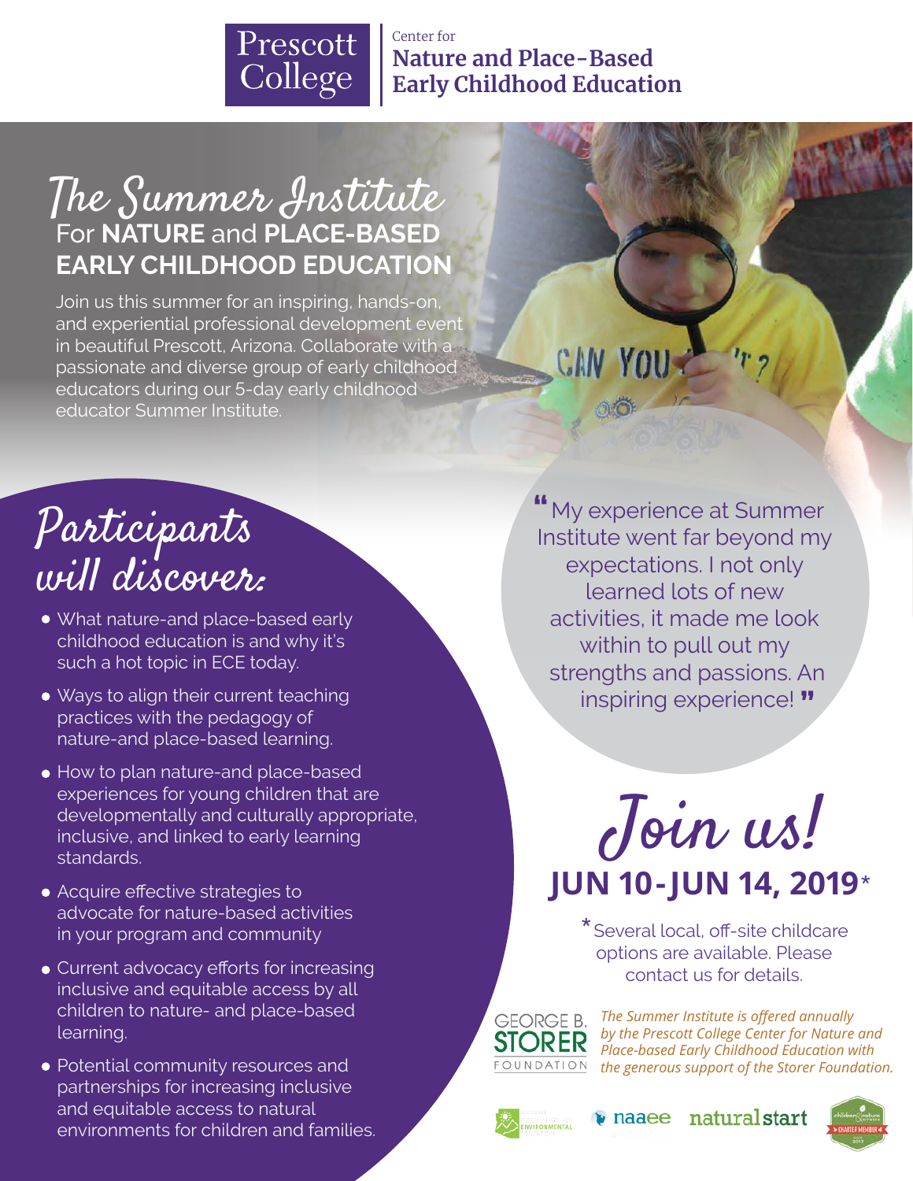Prescott College

Center for
**Nature and Place-Based Early Childhood Education**

# The Summer Institute

## For **NATURE** and **PLACE-BASED EARLY CHILDHOOD EDUCATION**

Join us this summer for an inspiring, hands-on, and experiential professional development event in beautiful Prescott, Arizona. Collaborate with a passionate and diverse group of early childhood educators during our 5-day early childhood educator Summer Institute.

## Participants will discover:

- What nature-and place-based early childhood education is and why it's such a hot topic in ECE today.
- Ways to align their current teaching practices with the pedagogy of nature-and place-based learning.
- How to plan nature-and place-based experiences for young children that are developmentally and culturally appropriate, inclusive, and linked to early learning standards.
- Acquire effective strategies to advocate for nature-based activities in your program and community
- Current advocacy efforts for increasing inclusive and equitable access by all children to nature- and place-based learning.
- Potential community resources and partnerships for increasing inclusive and equitable access to natural environments for children and families.

"My experience at Summer Institute went far beyond my expectations. I not only learned lots of new activities, it made me look within to pull out my strengths and passions. An inspiring experience!"

## Join us!

## JUN 10-JUN 14, 2019*

*Several local, off-site childcare options are available. Please contact us for details.

GEORGE B. STORER FOUNDATION

*The Summer Institute is offered annually by the Prescott College Center for Nature and Place-based Early Childhood Education with the generous support of the Storer Foundation.*

naaee natural start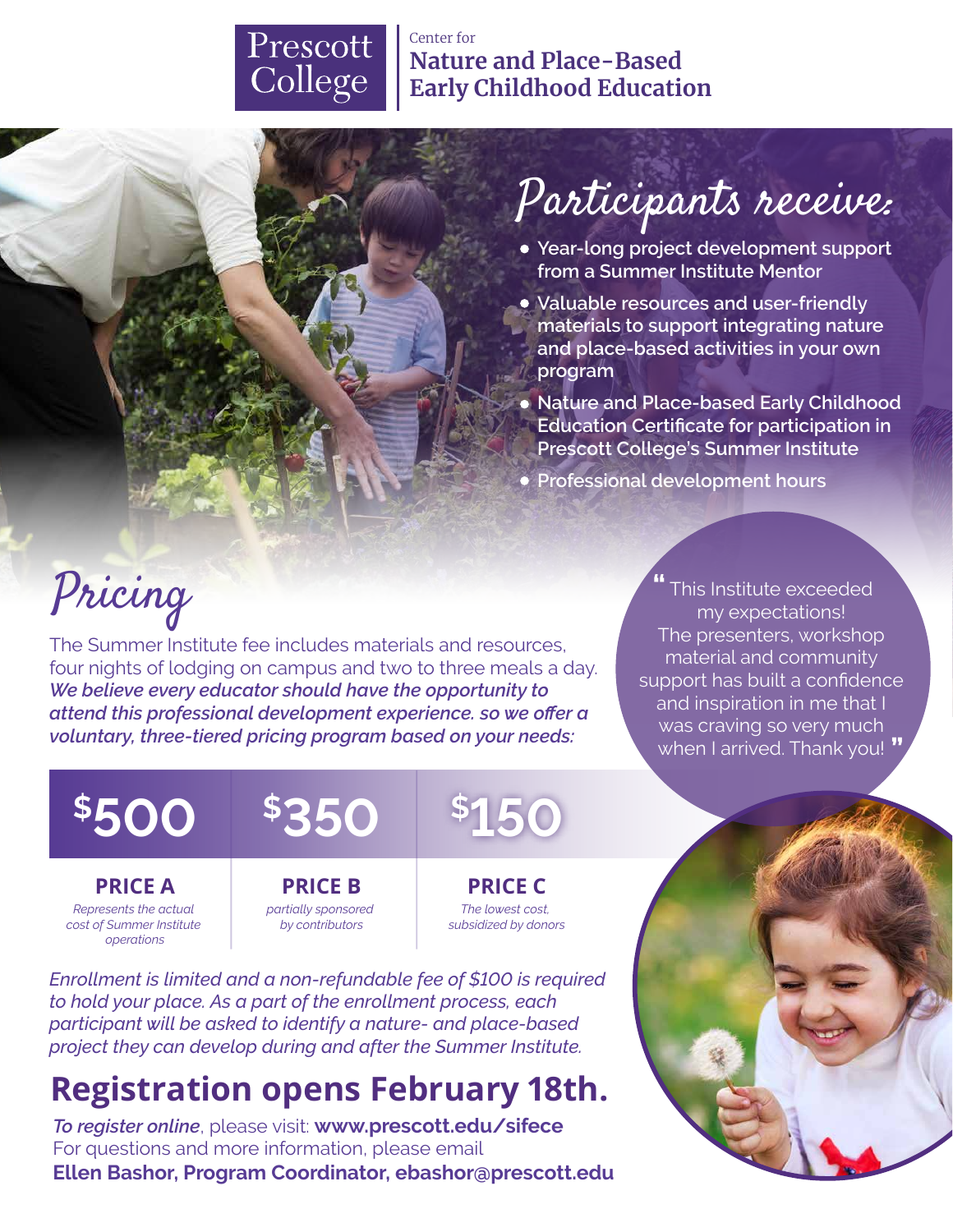Prescott College

Center for
**Nature and Place-Based Early Childhood Education**

# Participants receive:

- **Year-long project development support from a Summer Institute Mentor**
- **Valuable resources and user-friendly materials to support integrating nature and place-based activities in your own program**
- **Nature and Place-based Early Childhood Education Certificate for participation in Prescott College's Summer Institute**
- **Professional development hours**

# Pricing

The Summer Institute fee includes materials and resources, four nights of lodging on campus and two to three meals a day. ***We believe every educator should have the opportunity to attend this professional development experience. so we offer a voluntary, three-tiered pricing program based on your needs:***

" This Institute exceeded my expectations! The presenters, workshop material and community support has built a confidence and inspiration in me that I was craving so very much when I arrived. Thank you! "

| $500 | $350 | $150 |
|---|---|---|
| **PRICE A** | **PRICE B** | **PRICE C** |
| *Represents the actual cost of Summer Institute operations* | *partially sponsored by contributors* | *The lowest cost, subsidized by donors* |

*Enrollment is limited and a non-refundable fee of $100 is required to hold your place. As a part of the enrollment process, each participant will be asked to identify a nature- and place-based project they can develop during and after the Summer Institute.*

## Registration opens February 18th.

***To register online***, please visit: **www.prescott.edu/sifece**
For questions and more information, please email
**Ellen Bashor, Program Coordinator, ebashor@prescott.edu**